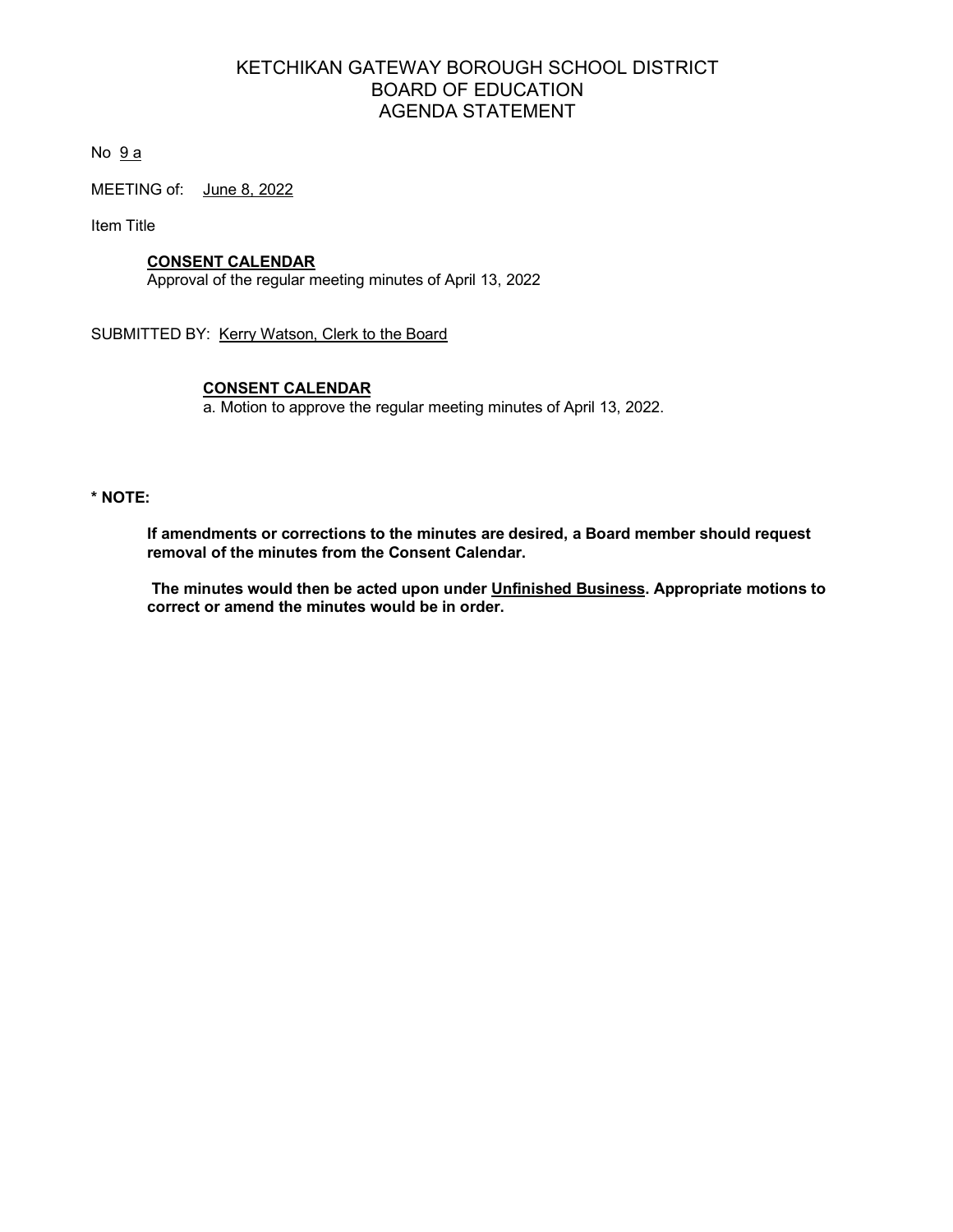# KETCHIKAN GATEWAY BOROUGH SCHOOL DISTRICT
# BOARD OF EDUCATION
# AGENDA STATEMENT

No 9 a

MEETING of: June 8, 2022

Item Title

**CONSENT CALENDAR**
Approval of the regular meeting minutes of April 13, 2022

SUBMITTED BY: Kerry Watson, Clerk to the Board

**CONSENT CALENDAR**
a. Motion to approve the regular meeting minutes of April 13, 2022.

**\* NOTE:**

**If amendments or corrections to the minutes are desired, a Board member should request removal of the minutes from the Consent Calendar.**

**The minutes would then be acted upon under Unfinished Business. Appropriate motions to correct or amend the minutes would be in order.**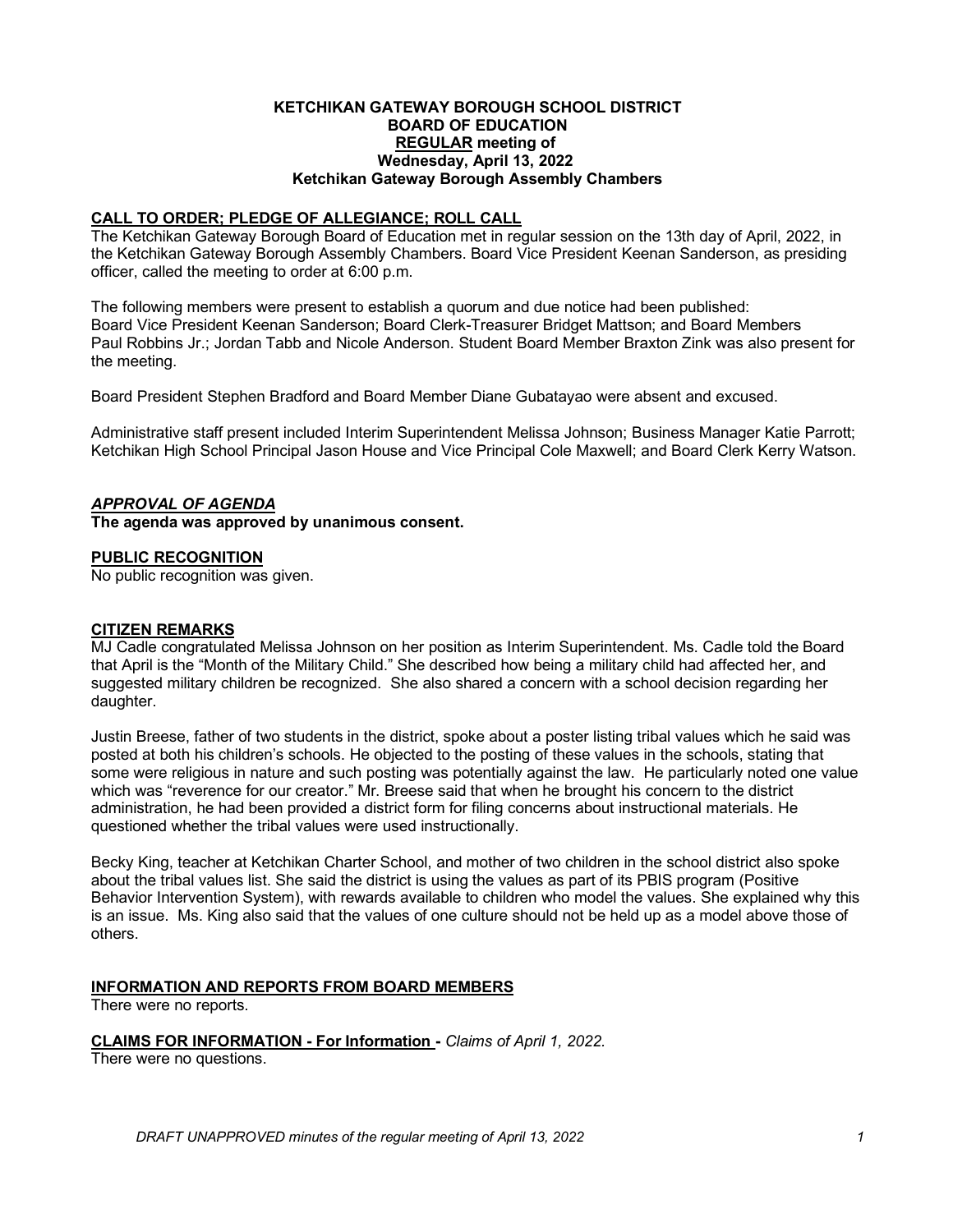**KETCHIKAN GATEWAY BOROUGH SCHOOL DISTRICT**
**BOARD OF EDUCATION**
**REGULAR meeting of**
**Wednesday, April 13, 2022**
**Ketchikan Gateway Borough Assembly Chambers**

## CALL TO ORDER; PLEDGE OF ALLEGIANCE; ROLL CALL

The Ketchikan Gateway Borough Board of Education met in regular session on the 13th day of April, 2022, in the Ketchikan Gateway Borough Assembly Chambers. Board Vice President Keenan Sanderson, as presiding officer, called the meeting to order at 6:00 p.m.

The following members were present to establish a quorum and due notice had been published: Board Vice President Keenan Sanderson; Board Clerk-Treasurer Bridget Mattson; and Board Members Paul Robbins Jr.; Jordan Tabb and Nicole Anderson. Student Board Member Braxton Zink was also present for the meeting.

Board President Stephen Bradford and Board Member Diane Gubatayao were absent and excused.

Administrative staff present included Interim Superintendent Melissa Johnson; Business Manager Katie Parrott; Ketchikan High School Principal Jason House and Vice Principal Cole Maxwell; and Board Clerk Kerry Watson.

## *APPROVAL OF AGENDA*

**The agenda was approved by unanimous consent.**

## PUBLIC RECOGNITION

No public recognition was given.

## CITIZEN REMARKS

MJ Cadle congratulated Melissa Johnson on her position as Interim Superintendent. Ms. Cadle told the Board that April is the "Month of the Military Child." She described how being a military child had affected her, and suggested military children be recognized. She also shared a concern with a school decision regarding her daughter.

Justin Breese, father of two students in the district, spoke about a poster listing tribal values which he said was posted at both his children's schools. He objected to the posting of these values in the schools, stating that some were religious in nature and such posting was potentially against the law. He particularly noted one value which was "reverence for our creator." Mr. Breese said that when he brought his concern to the district administration, he had been provided a district form for filing concerns about instructional materials. He questioned whether the tribal values were used instructionally.

Becky King, teacher at Ketchikan Charter School, and mother of two children in the school district also spoke about the tribal values list. She said the district is using the values as part of its PBIS program (Positive Behavior Intervention System), with rewards available to children who model the values. She explained why this is an issue. Ms. King also said that the values of one culture should not be held up as a model above those of others.

## INFORMATION AND REPORTS FROM BOARD MEMBERS

There were no reports.

## CLAIMS FOR INFORMATION - For Information - *Claims of April 1, 2022.*

There were no questions.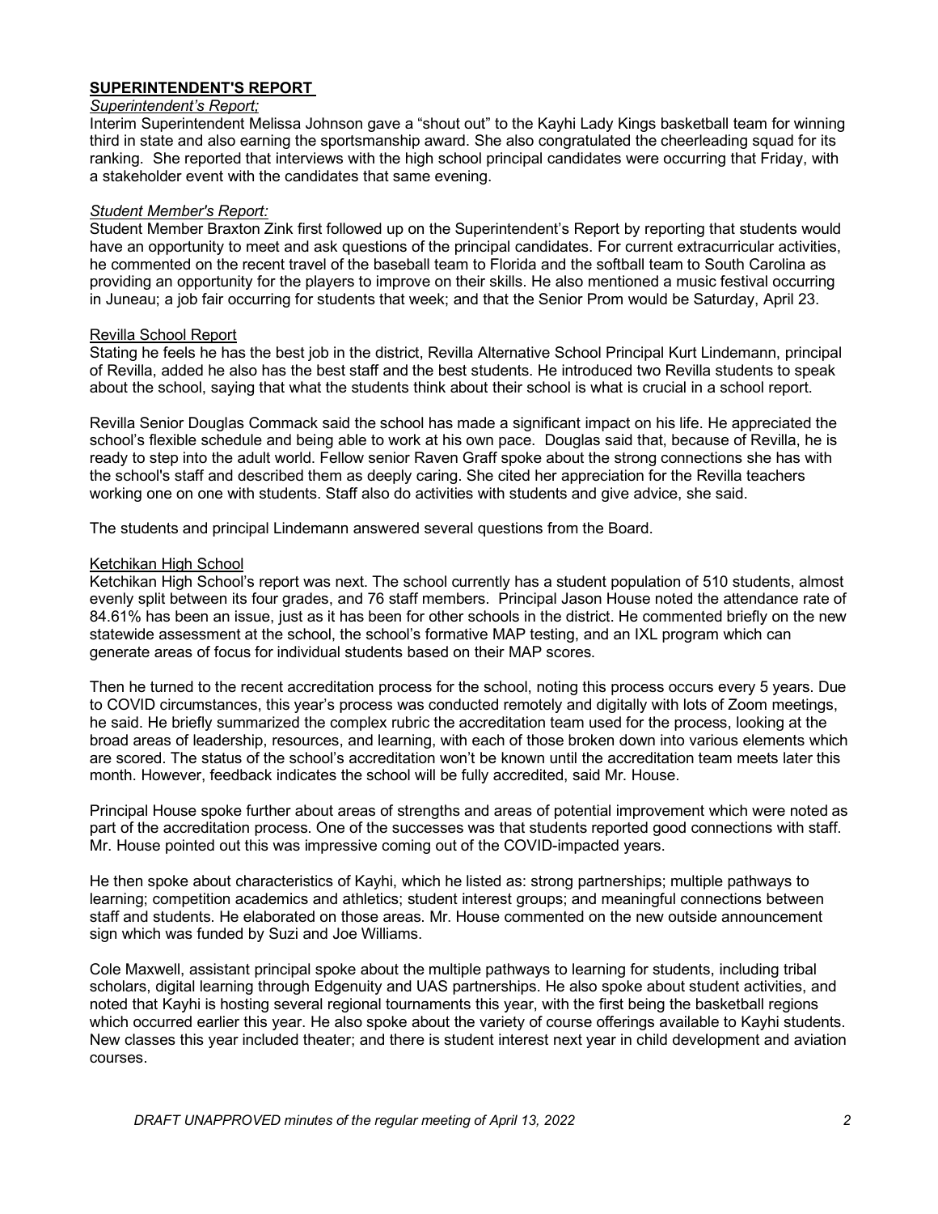## **SUPERINTENDENT'S REPORT**

*Superintendent's Report;*

Interim Superintendent Melissa Johnson gave a "shout out" to the Kayhi Lady Kings basketball team for winning third in state and also earning the sportsmanship award. She also congratulated the cheerleading squad for its ranking. She reported that interviews with the high school principal candidates were occurring that Friday, with a stakeholder event with the candidates that same evening.

*Student Member's Report:*

Student Member Braxton Zink first followed up on the Superintendent's Report by reporting that students would have an opportunity to meet and ask questions of the principal candidates. For current extracurricular activities, he commented on the recent travel of the baseball team to Florida and the softball team to South Carolina as providing an opportunity for the players to improve on their skills. He also mentioned a music festival occurring in Juneau; a job fair occurring for students that week; and that the Senior Prom would be Saturday, April 23.

Revilla School Report

Stating he feels he has the best job in the district, Revilla Alternative School Principal Kurt Lindemann, principal of Revilla, added he also has the best staff and the best students. He introduced two Revilla students to speak about the school, saying that what the students think about their school is what is crucial in a school report.

Revilla Senior Douglas Commack said the school has made a significant impact on his life. He appreciated the school's flexible schedule and being able to work at his own pace. Douglas said that, because of Revilla, he is ready to step into the adult world. Fellow senior Raven Graff spoke about the strong connections she has with the school's staff and described them as deeply caring. She cited her appreciation for the Revilla teachers working one on one with students. Staff also do activities with students and give advice, she said.

The students and principal Lindemann answered several questions from the Board.

Ketchikan High School

Ketchikan High School's report was next. The school currently has a student population of 510 students, almost evenly split between its four grades, and 76 staff members. Principal Jason House noted the attendance rate of 84.61% has been an issue, just as it has been for other schools in the district. He commented briefly on the new statewide assessment at the school, the school's formative MAP testing, and an IXL program which can generate areas of focus for individual students based on their MAP scores.

Then he turned to the recent accreditation process for the school, noting this process occurs every 5 years. Due to COVID circumstances, this year's process was conducted remotely and digitally with lots of Zoom meetings, he said. He briefly summarized the complex rubric the accreditation team used for the process, looking at the broad areas of leadership, resources, and learning, with each of those broken down into various elements which are scored. The status of the school's accreditation won't be known until the accreditation team meets later this month. However, feedback indicates the school will be fully accredited, said Mr. House.

Principal House spoke further about areas of strengths and areas of potential improvement which were noted as part of the accreditation process. One of the successes was that students reported good connections with staff. Mr. House pointed out this was impressive coming out of the COVID-impacted years.

He then spoke about characteristics of Kayhi, which he listed as: strong partnerships; multiple pathways to learning; competition academics and athletics; student interest groups; and meaningful connections between staff and students. He elaborated on those areas. Mr. House commented on the new outside announcement sign which was funded by Suzi and Joe Williams.

Cole Maxwell, assistant principal spoke about the multiple pathways to learning for students, including tribal scholars, digital learning through Edgenuity and UAS partnerships. He also spoke about student activities, and noted that Kayhi is hosting several regional tournaments this year, with the first being the basketball regions which occurred earlier this year. He also spoke about the variety of course offerings available to Kayhi students. New classes this year included theater; and there is student interest next year in child development and aviation courses.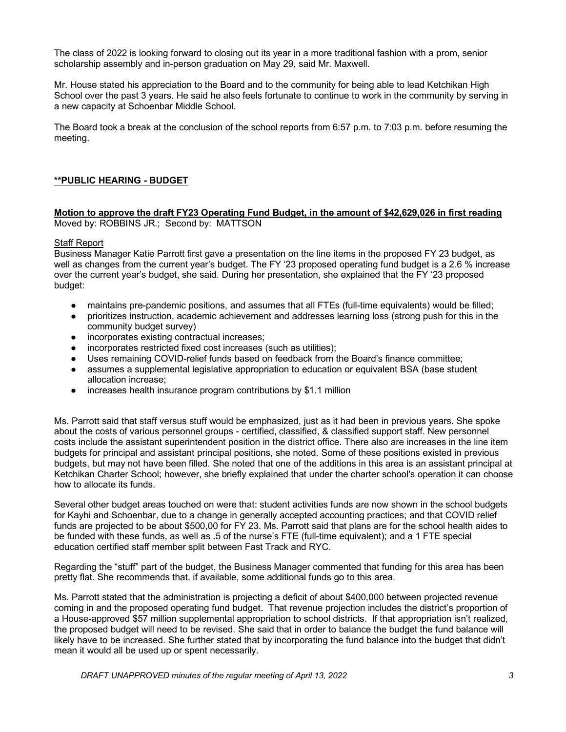The class of 2022 is looking forward to closing out its year in a more traditional fashion with a prom, senior scholarship assembly and in-person graduation on May 29, said Mr. Maxwell.

Mr. House stated his appreciation to the Board and to the community for being able to lead Ketchikan High School over the past 3 years. He said he also feels fortunate to continue to work in the community by serving in a new capacity at Schoenbar Middle School.

The Board took a break at the conclusion of the school reports from 6:57 p.m. to 7:03 p.m. before resuming the meeting.

**<u>**PUBLIC HEARING - BUDGET</u>**

**<u>Motion to approve the draft FY23 Operating Fund Budget, in the amount of $42,629,026 in first reading</u>**
Moved by: ROBBINS JR.; Second by: MATTSON

<u>Staff Report</u>
Business Manager Katie Parrott first gave a presentation on the line items in the proposed FY 23 budget, as well as changes from the current year's budget. The FY '23 proposed operating fund budget is a 2.6 % increase over the current year's budget, she said. During her presentation, she explained that the FY '23 proposed budget:

- maintains pre-pandemic positions, and assumes that all FTEs (full-time equivalents) would be filled;
- prioritizes instruction, academic achievement and addresses learning loss (strong push for this in the community budget survey)
- incorporates existing contractual increases;
- incorporates restricted fixed cost increases (such as utilities);
- Uses remaining COVID-relief funds based on feedback from the Board's finance committee;
- assumes a supplemental legislative appropriation to education or equivalent BSA (base student allocation increase;
- increases health insurance program contributions by $1.1 million

Ms. Parrott said that staff versus stuff would be emphasized, just as it had been in previous years. She spoke about the costs of various personnel groups - certified, classified, & classified support staff. New personnel costs include the assistant superintendent position in the district office. There also are increases in the line item budgets for principal and assistant principal positions, she noted. Some of these positions existed in previous budgets, but may not have been filled. She noted that one of the additions in this area is an assistant principal at Ketchikan Charter School; however, she briefly explained that under the charter school's operation it can choose how to allocate its funds.

Several other budget areas touched on were that: student activities funds are now shown in the school budgets for Kayhi and Schoenbar, due to a change in generally accepted accounting practices; and that COVID relief funds are projected to be about $500,00 for FY 23. Ms. Parrott said that plans are for the school health aides to be funded with these funds, as well as .5 of the nurse's FTE (full-time equivalent); and a 1 FTE special education certified staff member split between Fast Track and RYC.

Regarding the "stuff" part of the budget, the Business Manager commented that funding for this area has been pretty flat. She recommends that, if available, some additional funds go to this area.

Ms. Parrott stated that the administration is projecting a deficit of about $400,000 between projected revenue coming in and the proposed operating fund budget. That revenue projection includes the district's proportion of a House-approved $57 million supplemental appropriation to school districts. If that appropriation isn't realized, the proposed budget will need to be revised. She said that in order to balance the budget the fund balance will likely have to be increased. She further stated that by incorporating the fund balance into the budget that didn't mean it would all be used up or spent necessarily.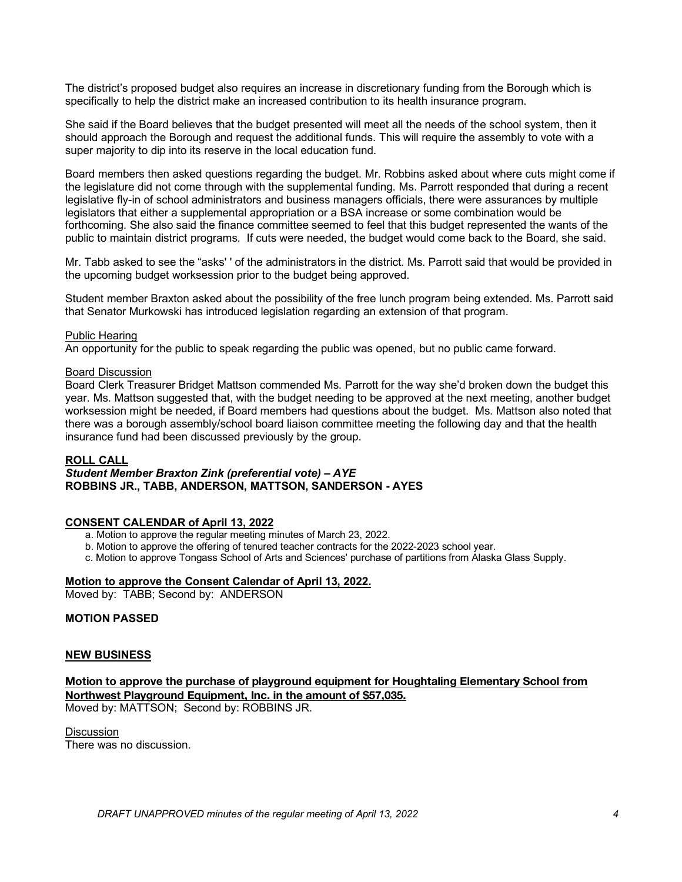The district's proposed budget also requires an increase in discretionary funding from the Borough which is specifically to help the district make an increased contribution to its health insurance program.

She said if the Board believes that the budget presented will meet all the needs of the school system, then it should approach the Borough and request the additional funds. This will require the assembly to vote with a super majority to dip into its reserve in the local education fund.

Board members then asked questions regarding the budget. Mr. Robbins asked about where cuts might come if the legislature did not come through with the supplemental funding. Ms. Parrott responded that during a recent legislative fly-in of school administrators and business managers officials, there were assurances by multiple legislators that either a supplemental appropriation or a BSA increase or some combination would be forthcoming. She also said the finance committee seemed to feel that this budget represented the wants of the public to maintain district programs. If cuts were needed, the budget would come back to the Board, she said.

Mr. Tabb asked to see the "asks' ' of the administrators in the district. Ms. Parrott said that would be provided in the upcoming budget worksession prior to the budget being approved.

Student member Braxton asked about the possibility of the free lunch program being extended. Ms. Parrott said that Senator Murkowski has introduced legislation regarding an extension of that program.

Public Hearing

An opportunity for the public to speak regarding the public was opened, but no public came forward.

Board Discussion

Board Clerk Treasurer Bridget Mattson commended Ms. Parrott for the way she'd broken down the budget this year. Ms. Mattson suggested that, with the budget needing to be approved at the next meeting, another budget worksession might be needed, if Board members had questions about the budget. Ms. Mattson also noted that there was a borough assembly/school board liaison committee meeting the following day and that the health insurance fund had been discussed previously by the group.

**ROLL CALL**

***Student Member Braxton Zink (preferential vote) – AYE***

**ROBBINS JR., TABB, ANDERSON, MATTSON, SANDERSON - AYES**

## CONSENT CALENDAR of April 13, 2022

a. Motion to approve the regular meeting minutes of March 23, 2022.
b. Motion to approve the offering of tenured teacher contracts for the 2022-2023 school year.
c. Motion to approve Tongass School of Arts and Sciences' purchase of partitions from Alaska Glass Supply.

**Motion to approve the Consent Calendar of April 13, 2022.**

Moved by: TABB; Second by: ANDERSON

**MOTION PASSED**

## NEW BUSINESS

**Motion to approve the purchase of playground equipment for Houghtaling Elementary School from Northwest Playground Equipment, Inc. in the amount of $57,035.**

Moved by: MATTSON; Second by: ROBBINS JR.

Discussion

There was no discussion.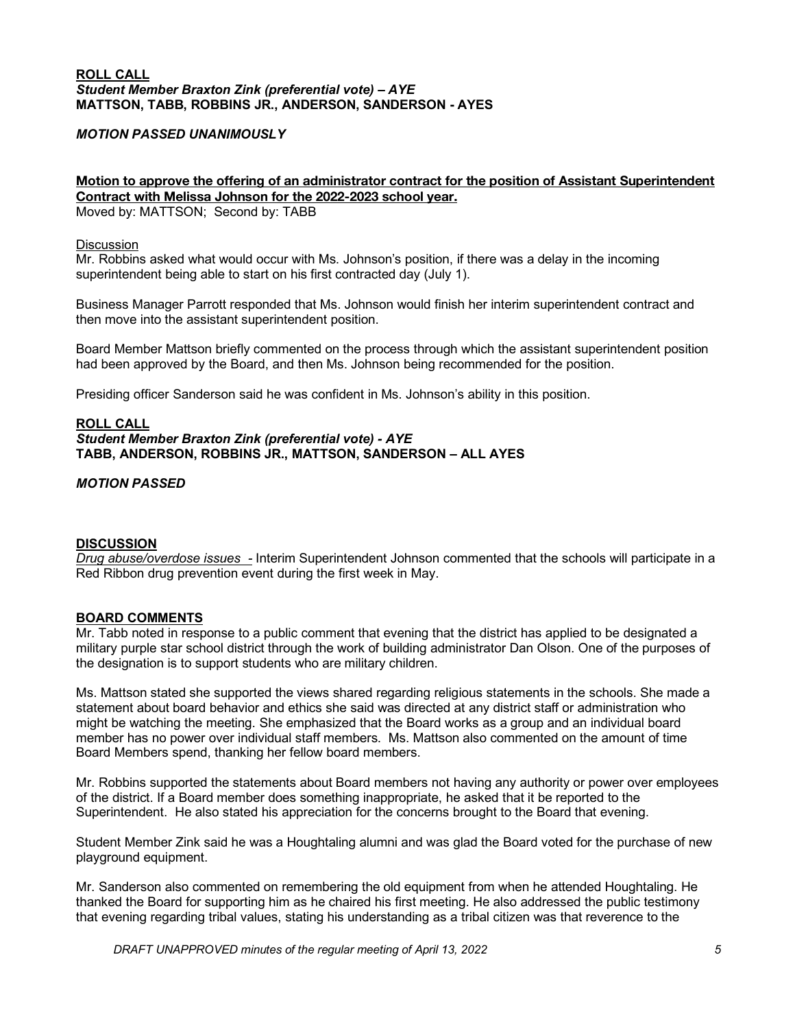**ROLL CALL**
***Student Member Braxton Zink (preferential vote) – AYE***
**MATTSON, TABB, ROBBINS JR., ANDERSON, SANDERSON - AYES**

***MOTION PASSED UNANIMOUSLY***

**Motion to approve the offering of an administrator contract for the position of Assistant Superintendent Contract with Melissa Johnson for the 2022-2023 school year.**
Moved by: MATTSON; Second by: TABB

Discussion
Mr. Robbins asked what would occur with Ms. Johnson's position, if there was a delay in the incoming superintendent being able to start on his first contracted day (July 1).

Business Manager Parrott responded that Ms. Johnson would finish her interim superintendent contract and then move into the assistant superintendent position.

Board Member Mattson briefly commented on the process through which the assistant superintendent position had been approved by the Board, and then Ms. Johnson being recommended for the position.

Presiding officer Sanderson said he was confident in Ms. Johnson's ability in this position.

**ROLL CALL**
***Student Member Braxton Zink (preferential vote) - AYE***
**TABB, ANDERSON, ROBBINS JR., MATTSON, SANDERSON – ALL AYES**

***MOTION PASSED***

**DISCUSSION**
*Drug abuse/overdose issues -* Interim Superintendent Johnson commented that the schools will participate in a Red Ribbon drug prevention event during the first week in May.

**BOARD COMMENTS**
Mr. Tabb noted in response to a public comment that evening that the district has applied to be designated a military purple star school district through the work of building administrator Dan Olson. One of the purposes of the designation is to support students who are military children.

Ms. Mattson stated she supported the views shared regarding religious statements in the schools. She made a statement about board behavior and ethics she said was directed at any district staff or administration who might be watching the meeting. She emphasized that the Board works as a group and an individual board member has no power over individual staff members. Ms. Mattson also commented on the amount of time Board Members spend, thanking her fellow board members.

Mr. Robbins supported the statements about Board members not having any authority or power over employees of the district. If a Board member does something inappropriate, he asked that it be reported to the Superintendent. He also stated his appreciation for the concerns brought to the Board that evening.

Student Member Zink said he was a Houghtaling alumni and was glad the Board voted for the purchase of new playground equipment.

Mr. Sanderson also commented on remembering the old equipment from when he attended Houghtaling. He thanked the Board for supporting him as he chaired his first meeting. He also addressed the public testimony that evening regarding tribal values, stating his understanding as a tribal citizen was that reverence to the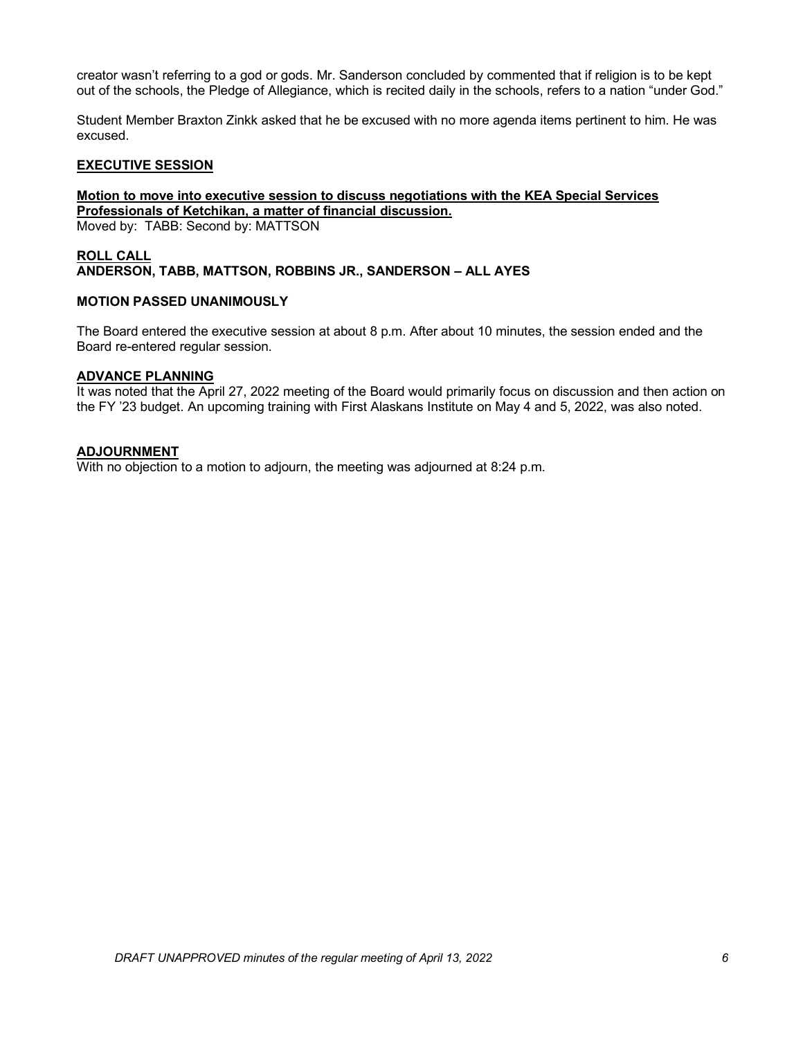creator wasn't referring to a god or gods. Mr. Sanderson concluded by commented that if religion is to be kept out of the schools, the Pledge of Allegiance, which is recited daily in the schools, refers to a nation "under God."

Student Member Braxton Zinkk asked that he be excused with no more agenda items pertinent to him. He was excused.

## EXECUTIVE SESSION

**Motion to move into executive session to discuss negotiations with the KEA Special Services Professionals of Ketchikan, a matter of financial discussion.**
Moved by: TABB: Second by: MATTSON

**ROLL CALL**
**ANDERSON, TABB, MATTSON, ROBBINS JR., SANDERSON – ALL AYES**

**MOTION PASSED UNANIMOUSLY**

The Board entered the executive session at about 8 p.m. After about 10 minutes, the session ended and the Board re-entered regular session.

## ADVANCE PLANNING

It was noted that the April 27, 2022 meeting of the Board would primarily focus on discussion and then action on the FY '23 budget. An upcoming training with First Alaskans Institute on May 4 and 5, 2022, was also noted.

## ADJOURNMENT

With no objection to a motion to adjourn, the meeting was adjourned at 8:24 p.m.